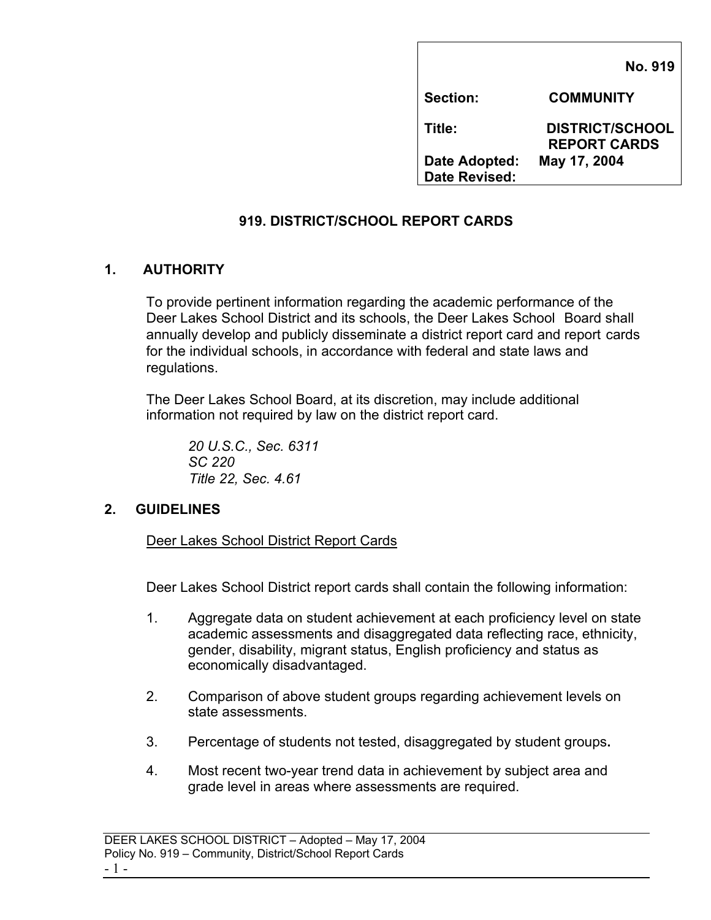| | No. 919 |
|---|---|
| **Section:** | **COMMUNITY** |
| **Title:** | **DISTRICT/SCHOOL REPORT CARDS** |
| **Date Adopted:** | **May 17, 2004** |
| **Date Revised:** | |

# 919. DISTRICT/SCHOOL REPORT CARDS

## 1. AUTHORITY

To provide pertinent information regarding the academic performance of the Deer Lakes School District and its schools, the Deer Lakes School Board shall annually develop and publicly disseminate a district report card and report cards for the individual schools, in accordance with federal and state laws and regulations.

The Deer Lakes School Board, at its discretion, may include additional information not required by law on the district report card.

*20 U.S.C., Sec. 6311*
*SC 220*
*Title 22, Sec. 4.61*

## 2. GUIDELINES

Deer Lakes School District Report Cards

Deer Lakes School District report cards shall contain the following information:

1. Aggregate data on student achievement at each proficiency level on state academic assessments and disaggregated data reflecting race, ethnicity, gender, disability, migrant status, English proficiency and status as economically disadvantaged.

2. Comparison of above student groups regarding achievement levels on state assessments.

3. Percentage of students not tested, disaggregated by student groups**.**

4. Most recent two-year trend data in achievement by subject area and grade level in areas where assessments are required.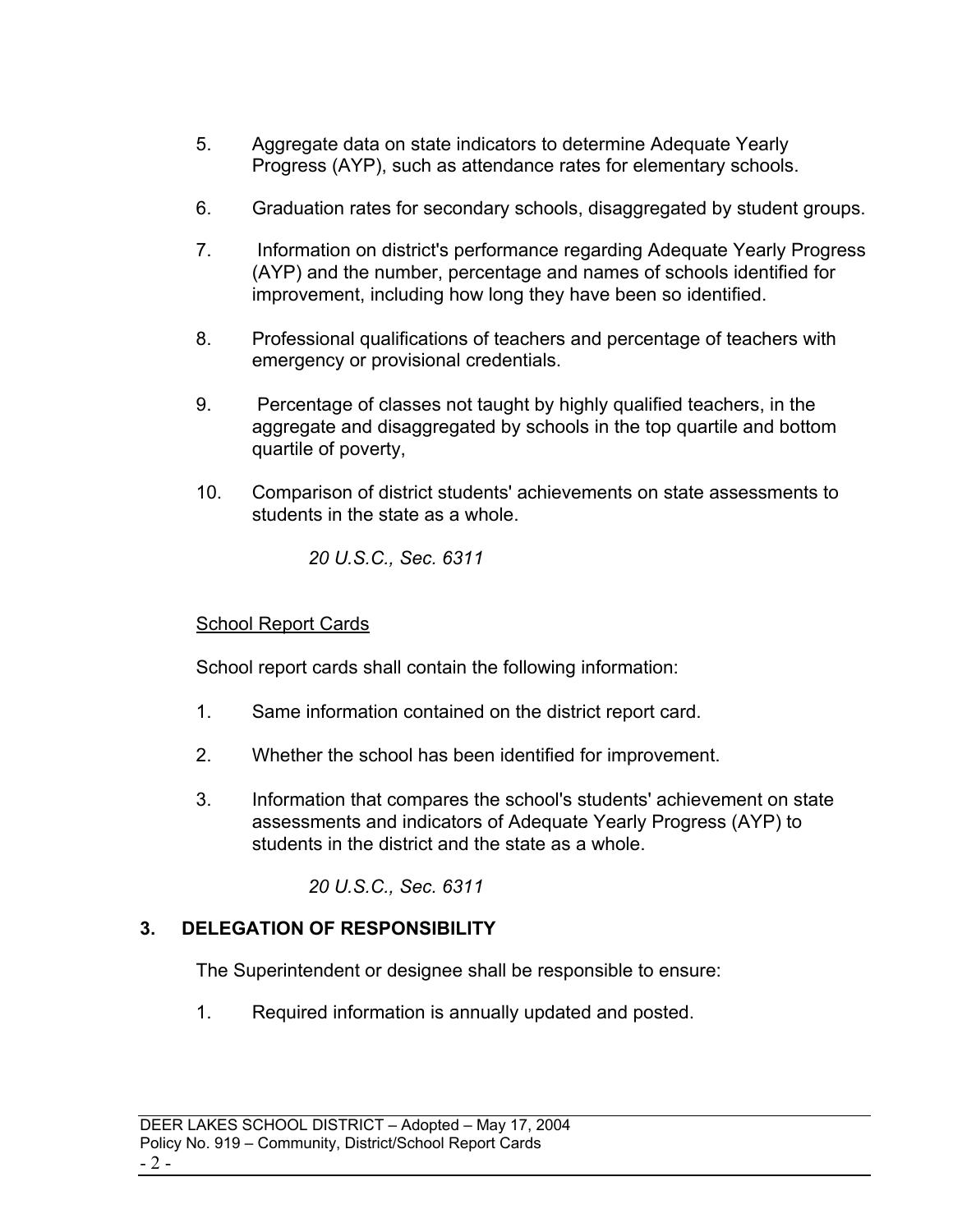5. Aggregate data on state indicators to determine Adequate Yearly Progress (AYP), such as attendance rates for elementary schools.

6. Graduation rates for secondary schools, disaggregated by student groups.

7. Information on district's performance regarding Adequate Yearly Progress (AYP) and the number, percentage and names of schools identified for improvement, including how long they have been so identified.

8. Professional qualifications of teachers and percentage of teachers with emergency or provisional credentials.

9. Percentage of classes not taught by highly qualified teachers, in the aggregate and disaggregated by schools in the top quartile and bottom quartile of poverty,

10. Comparison of district students' achievements on state assessments to students in the state as a whole.

*20 U.S.C., Sec. 6311*

School Report Cards

School report cards shall contain the following information:

1. Same information contained on the district report card.

2. Whether the school has been identified for improvement.

3. Information that compares the school's students' achievement on state assessments and indicators of Adequate Yearly Progress (AYP) to students in the district and the state as a whole.

*20 U.S.C., Sec. 6311*

## 3. DELEGATION OF RESPONSIBILITY

The Superintendent or designee shall be responsible to ensure:

1. Required information is annually updated and posted.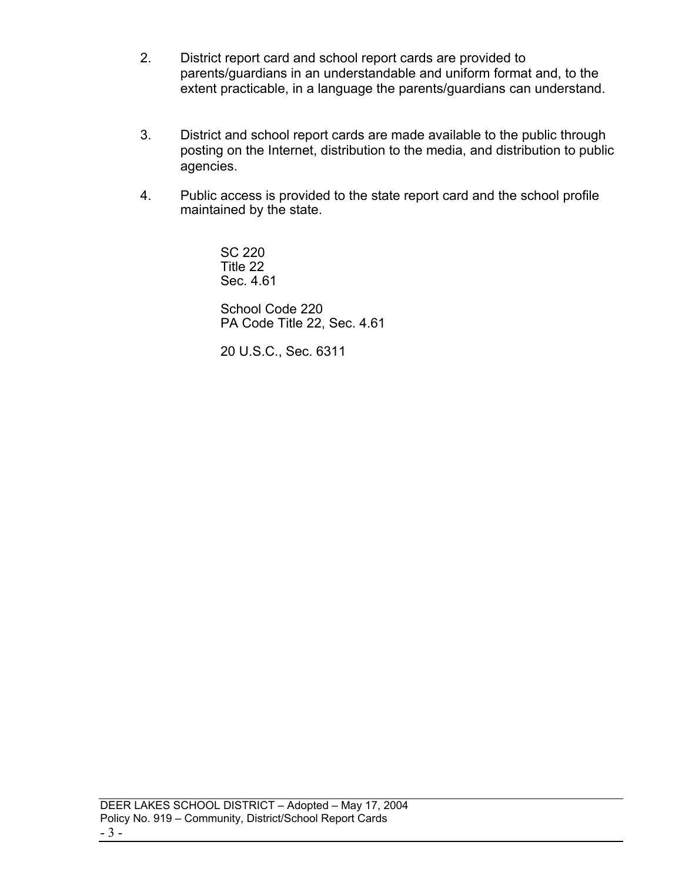2. District report card and school report cards are provided to parents/guardians in an understandable and uniform format and, to the extent practicable, in a language the parents/guardians can understand.

3. District and school report cards are made available to the public through posting on the Internet, distribution to the media, and distribution to public agencies.

4. Public access is provided to the state report card and the school profile maintained by the state.

SC 220
Title 22
Sec. 4.61

School Code 220
PA Code Title 22, Sec. 4.61

20 U.S.C., Sec. 6311